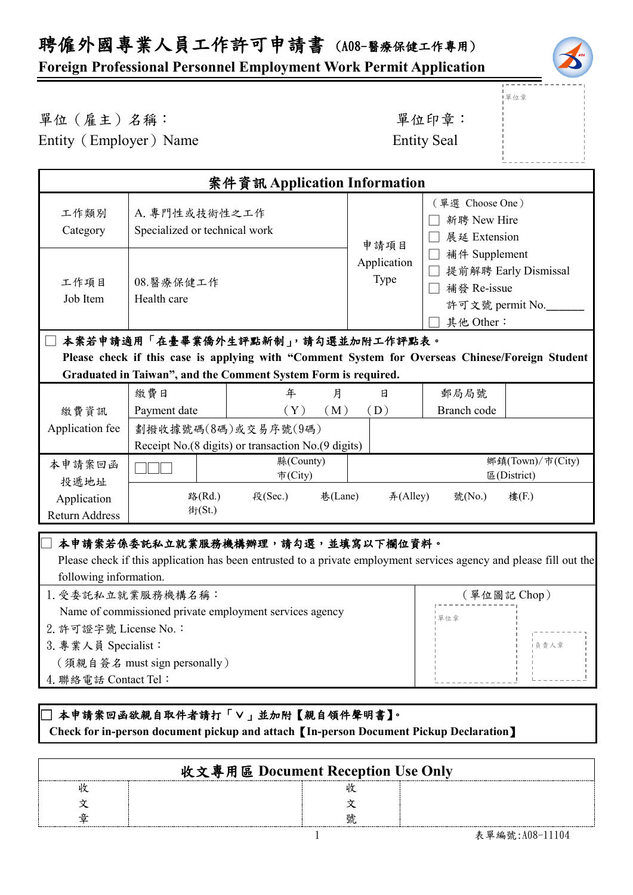# 聘僱外國專業人員工作許可申請書 (A08-醫療保健工作專用)

**Foreign Professional Personnel Employment Work Permit Application**

單位（雇主）名稱：
Entity（Employer）Name

單位印章：
Entity Seal

單位章

| 案件資訊 Application Information | | | |
|---|---|---|---|
| 工作類別 Category | A. 專門性或技術性之工作 Specialized or technical work | 申請項目 Application Type | （單選 Choose One）<br>☐ 新聘 New Hire<br>☐ 展延 Extension<br>☐ 補件 Supplement<br>☐ 提前解聘 Early Dismissal<br>☐ 補發 Re-issue<br>許可文號 permit No.______<br>☐ 其他 Other： |
| 工作項目 Job Item | 08.醫療保健工作 Health care | | |

☐ **本案若申請適用「在臺畢業僑外生評點新制」，請勾選並加附工作評點表。**
**Please check if this case is applying with "Comment System for Overseas Chinese/Foreign Student Graduated in Taiwan", and the Comment System Form is required.**

| 繳費資訊 Application fee | 繳費日 Payment date | 年（Y） 月（M） 日（D） | 郵局局號 Branch code | |
|---|---|---|---|---|
| | 劃撥收據號碼(8碼)或交易序號(9碼) Receipt No.(8 digits) or transaction No.(9 digits) | | | |
| 本申請案回函投遞地址 Application Return Address | ☐☐☐ | 縣(County) 市(City) | 鄉鎮(Town)/市(City) 區(District) | |
| | 路(Rd.) 街(St.) 段(Sec.) 巷(Lane) 弄(Alley) 號(No.) 樓(F.) | | | |

☐ **本申請案若係委託私立就業服務機構辦理，請勾選，並填寫以下欄位資料。**
Please check if this application has been entrusted to a private employment services agency and please fill out the following information.

| | （單位圖記 Chop） |
|---|---|
| 1. 受委託私立就業服務機構名稱：<br>Name of commissioned private employment services agency<br>2. 許可證字號 License No.：<br>3. 專業人員 Specialist：<br>（須親自簽名 must sign personally）<br>4. 聯絡電話 Contact Tel： | 單位章　負責人章 |

☐ **本申請案回函欲親自取件者請打「V」並加附【親自領件聲明書】。**
**Check for in-person document pickup and attach【In-person Document Pickup Declaration】**

| 收文專用區 Document Reception Use Only | | | |
|---|---|---|---|
| 收文章 | | 收文號 | |

表單編號:A08-11104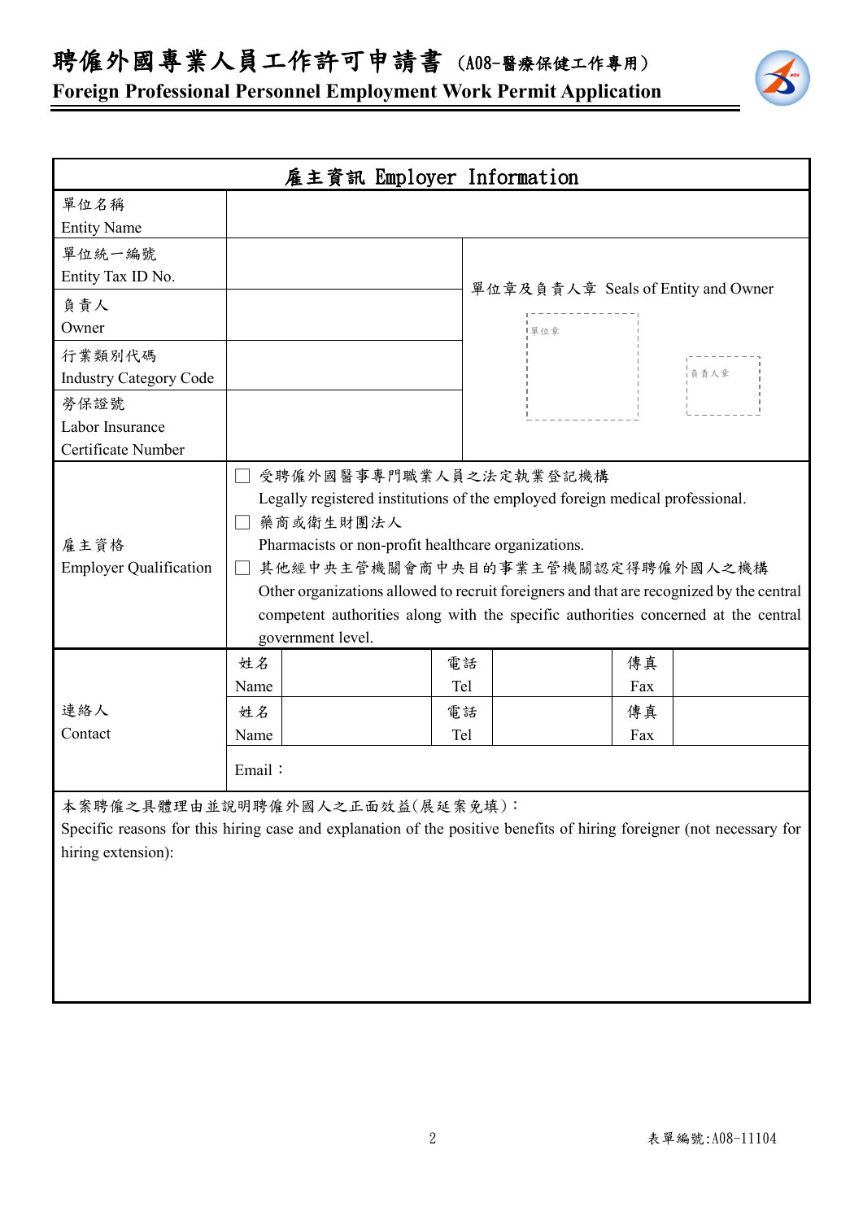# 聘僱外國專業人員工作許可申請書 （A08-醫療保健工作專用）

**Foreign Professional Personnel Employment Work Permit Application**

| 雇主資訊 Employer Information | | | | | |
|---|---|---|---|---|---|
| 單位名稱<br>Entity Name | | | | | |
| 單位統一編號<br>Entity Tax ID No. | | 單位章及負責人章 Seals of Entity and Owner<br>單位章　負責人章 | | | |
| 負責人<br>Owner | | | | | |
| 行業類別代碼<br>Industry Category Code | | | | | |
| 勞保證號<br>Labor Insurance Certificate Number | | | | | |
| 雇主資格<br>Employer Qualification | ☐ 受聘僱外國醫事專門職業人員之法定執業登記機構<br>Legally registered institutions of the employed foreign medical professional.<br>☐ 藥商或衛生財團法人<br>Pharmacists or non-profit healthcare organizations.<br>☐ 其他經中央主管機關會商中央目的事業主管機關認定得聘僱外國人之機構<br>Other organizations allowed to recruit foreigners and that are recognized by the central competent authorities along with the specific authorities concerned at the central government level. | | | | |
| 連絡人<br>Contact | 姓名<br>Name | | 電話<br>Tel | | 傳真<br>Fax |
| | 姓名<br>Name | | 電話<br>Tel | | 傳真<br>Fax |
| | Email： | | | | |

本案聘僱之具體理由並說明聘僱外國人之正面效益(展延案免填)：

Specific reasons for this hiring case and explanation of the positive benefits of hiring foreigner (not necessary for hiring extension):

表單編號:A08-11104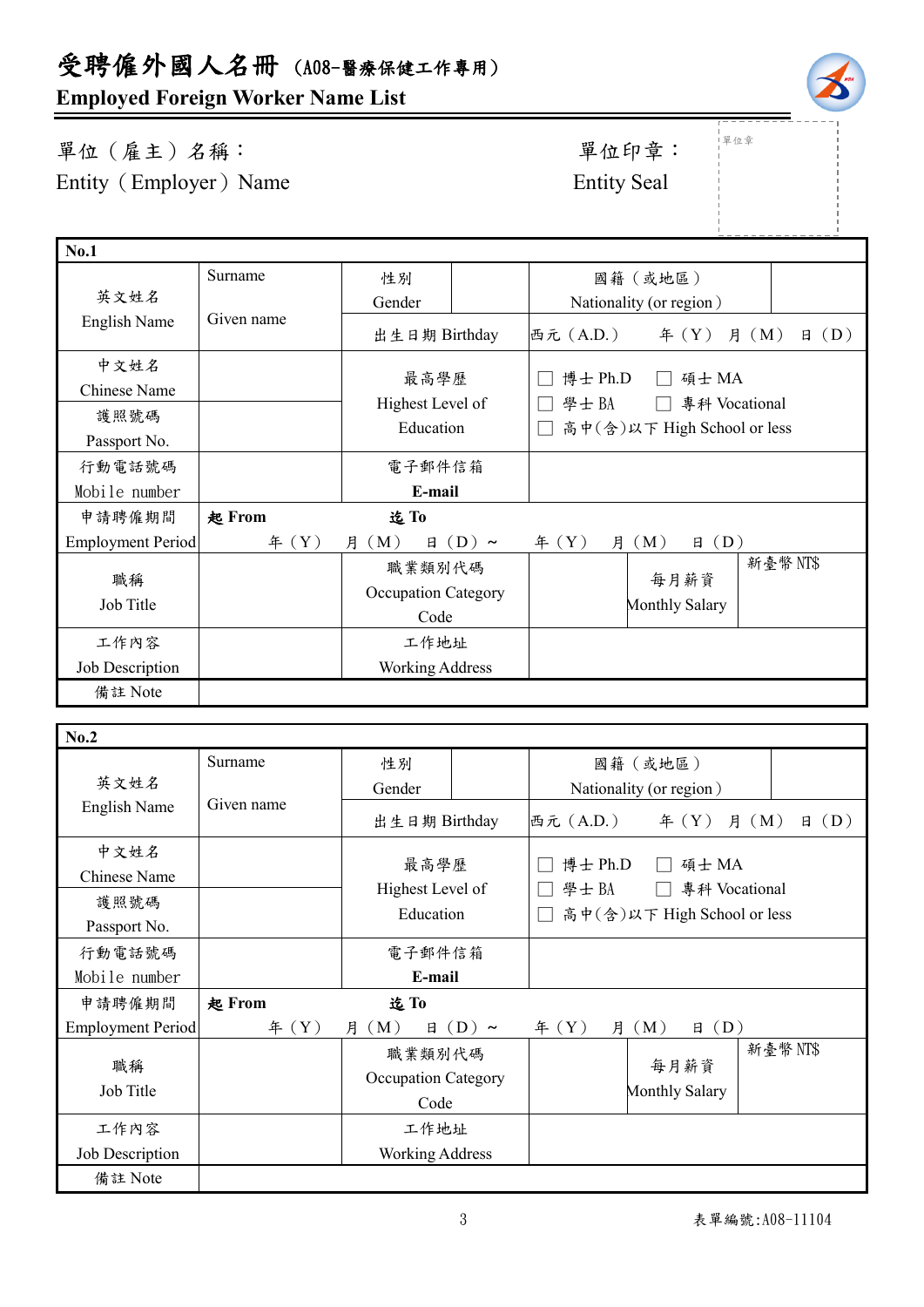# 受聘僱外國人名冊（A08-醫療保健工作專用）

## Employed Foreign Worker Name List

單位（雇主）名稱：
Entity（Employer）Name

單位印章：
Entity Seal

單位章

| No.1 | | | | | |
|---|---|---|---|---|---|
| 英文姓名 English Name | Surname<br>Given name | 性別 Gender | | 國籍（或地區） Nationality (or region) | |
| | | 出生日期 Birthday | 西元（A.D.） 年（Y） 月（M） 日（D） | | |
| 中文姓名 Chinese Name | | 最高學歷 Highest Level of Education | ☐ 博士 Ph.D ☐ 碩士 MA<br>☐ 學士 BA ☐ 專科 Vocational<br>☐ 高中(含)以下 High School or less | | |
| 護照號碼 Passport No. | | | | | |
| 行動電話號碼 Mobile number | | 電子郵件信箱 E-mail | | | |
| 申請聘僱期間 Employment Period | 起 From 年（Y） 月（M） 日（D）～ | 迄 To 年（Y） 月（M） 日（D） | | | |
| 職稱 Job Title | | 職業類別代碼 Occupation Category Code | | 每月薪資 Monthly Salary | 新臺幣 NT$ |
| 工作內容 Job Description | | 工作地址 Working Address | | | |
| 備註 Note | | | | | |

| No.2 | | | | | |
|---|---|---|---|---|---|
| 英文姓名 English Name | Surname<br>Given name | 性別 Gender | | 國籍（或地區） Nationality (or region) | |
| | | 出生日期 Birthday | 西元（A.D.） 年（Y） 月（M） 日（D） | | |
| 中文姓名 Chinese Name | | 最高學歷 Highest Level of Education | ☐ 博士 Ph.D ☐ 碩士 MA<br>☐ 學士 BA ☐ 專科 Vocational<br>☐ 高中(含)以下 High School or less | | |
| 護照號碼 Passport No. | | | | | |
| 行動電話號碼 Mobile number | | 電子郵件信箱 E-mail | | | |
| 申請聘僱期間 Employment Period | 起 From 年（Y） 月（M） 日（D）～ | 迄 To 年（Y） 月（M） 日（D） | | | |
| 職稱 Job Title | | 職業類別代碼 Occupation Category Code | | 每月薪資 Monthly Salary | 新臺幣 NT$ |
| 工作內容 Job Description | | 工作地址 Working Address | | | |
| 備註 Note | | | | | |

表單編號:A08-11104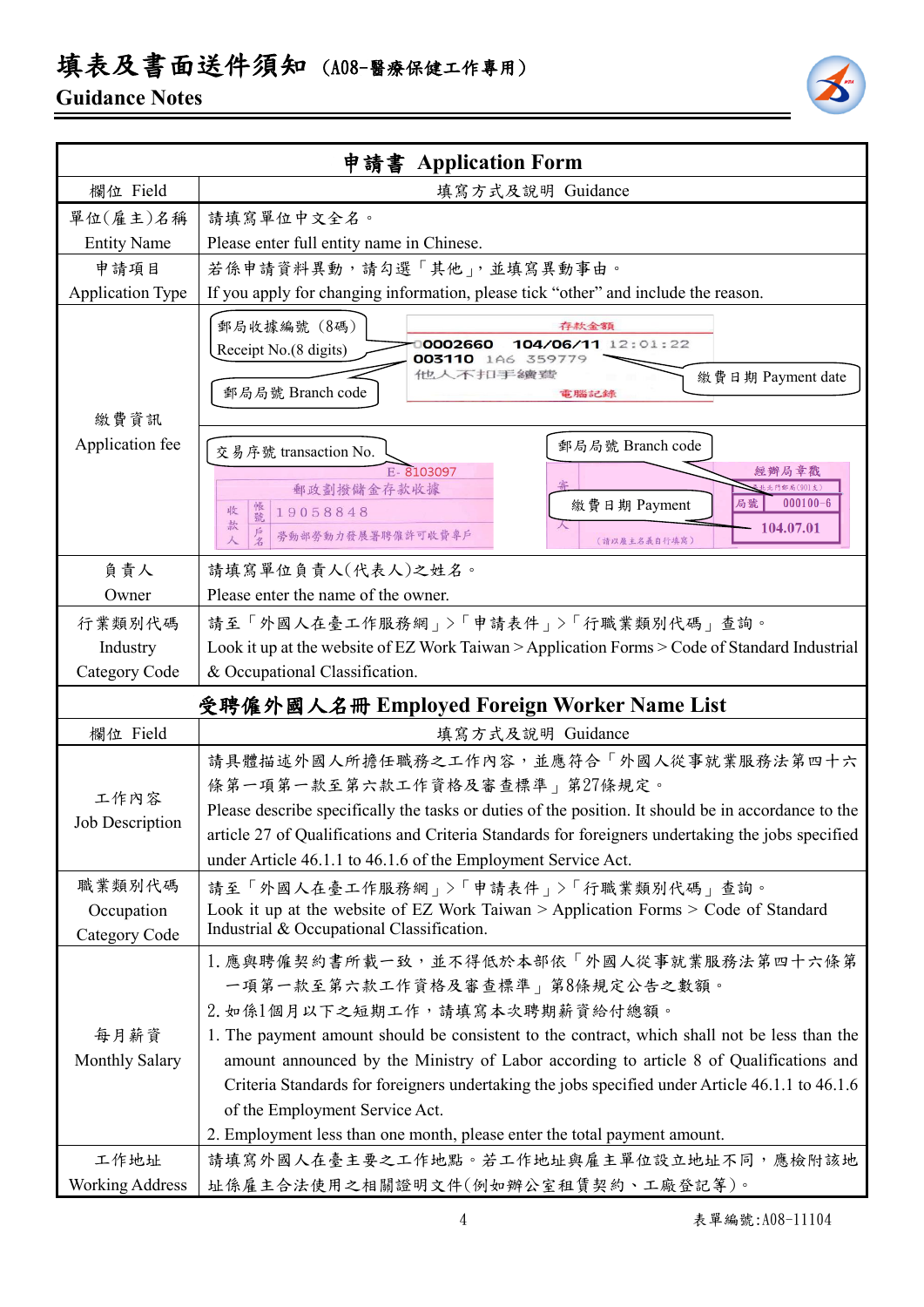# 填表及書面送件須知（A08-醫療保健工作專用）

## Guidance Notes

| 申請書 Application Form | |
|---|---|
| 欄位 Field | 填寫方式及說明 Guidance |
| 單位(雇主)名稱 Entity Name | 請填寫單位中文全名。 Please enter full entity name in Chinese. |
| 申請項目 Application Type | 若係申請資料異動，請勾選「其他」，並填寫異動事由。 If you apply for changing information, please tick "other" and include the reason. |
| 繳費資訊 Application fee | 郵局收據編號（8碼）Receipt No.(8 digits)；郵局局號 Branch code；繳費日期 Payment date；交易序號 transaction No.；郵局局號 Branch code；繳費日期 Payment |
| 負責人 Owner | 請填寫單位負責人(代表人)之姓名。 Please enter the name of the owner. |
| 行業類別代碼 Industry Category Code | 請至「外國人在臺工作服務網」>「申請表件」>「行職業類別代碼」查詢。 Look it up at the website of EZ Work Taiwan > Application Forms > Code of Standard Industrial & Occupational Classification. |

| 受聘僱外國人名冊 Employed Foreign Worker Name List | |
|---|---|
| 欄位 Field | 填寫方式及說明 Guidance |
| 工作內容 Job Description | 請具體描述外國人所擔任職務之工作內容，並應符合「外國人從事就業服務法第四十六條第一項第一款至第六款工作資格及審查標準」第27條規定。 Please describe specifically the tasks or duties of the position. It should be in accordance to the article 27 of Qualifications and Criteria Standards for foreigners undertaking the jobs specified under Article 46.1.1 to 46.1.6 of the Employment Service Act. |
| 職業類別代碼 Occupation Category Code | 請至「外國人在臺工作服務網」>「申請表件」>「行職業類別代碼」查詢。 Look it up at the website of EZ Work Taiwan > Application Forms > Code of Standard Industrial & Occupational Classification. |
| 每月薪資 Monthly Salary | 1. 應與聘僱契約書所載一致，並不得低於本部依「外國人從事就業服務法第四十六條第一項第一款至第六款工作資格及審查標準」第8條規定公告之數額。<br>2. 如係1個月以下之短期工作，請填寫本次聘期薪資給付總額。<br>1. The payment amount should be consistent to the contract, which shall not be less than the amount announced by the Ministry of Labor according to article 8 of Qualifications and Criteria Standards for foreigners undertaking the jobs specified under Article 46.1.1 to 46.1.6 of the Employment Service Act.<br>2. Employment less than one month, please enter the total payment amount. |
| 工作地址 Working Address | 請填寫外國人在臺主要之工作地點。若工作地址與雇主單位設立地址不同，應檢附該地址係雇主合法使用之相關證明文件(例如辦公室租賃契約、工廠登記等)。 |

表單編號:A08-11104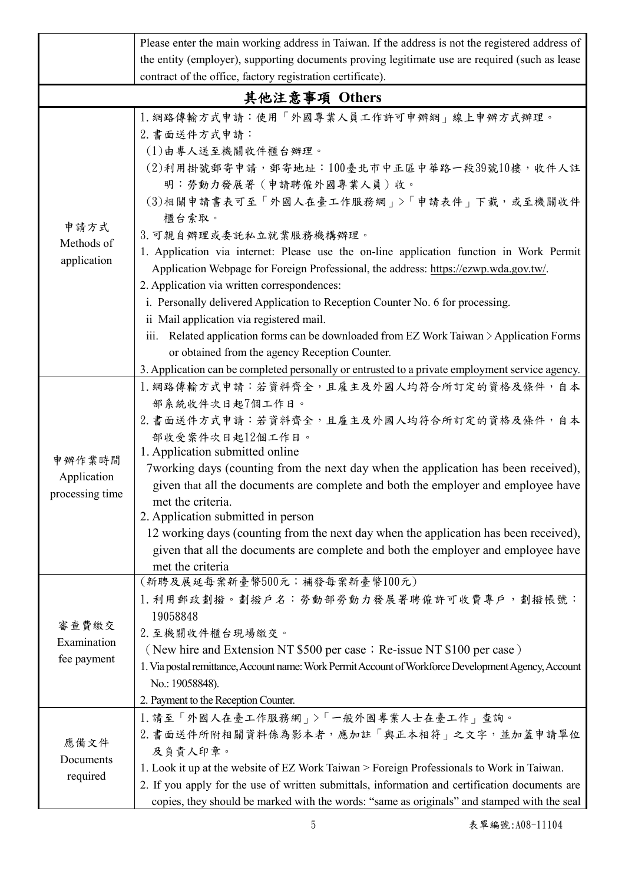| | |
|---|---|
| | Please enter the main working address in Taiwan. If the address is not the registered address of the entity (employer), supporting documents proving legitimate use are required (such as lease contract of the office, factory registration certificate). |

## 其他注意事項 Others

| | |
|---|---|
| 申請方式<br>Methods of application | 1.網路傳輸方式申請：使用「外國專業人員工作許可申辦網」線上申辦方式辦理。<br>2.書面送件方式申請：<br>(1)由專人送至機關收件櫃台辦理。<br>(2)利用掛號郵寄申請，郵寄地址：100臺北市中正區中華路一段39號10樓，收件人註明：勞動力發展署（申請聘僱外國專業人員）收。<br>(3)相關申請書表可至「外國人在臺工作服務網」>「申請表件」下載，或至機關收件櫃台索取。<br>3.可親自辦理或委託私立就業服務機構辦理。<br>1. Application via internet: Please use the on-line application function in Work Permit Application Webpage for Foreign Professional, the address: https://ezwp.wda.gov.tw/.<br>2. Application via written correspondences:<br>i. Personally delivered Application to Reception Counter No. 6 for processing.<br>ii Mail application via registered mail.<br>iii. Related application forms can be downloaded from EZ Work Taiwan > Application Forms or obtained from the agency Reception Counter.<br>3. Application can be completed personally or entrusted to a private employment service agency. |
| 申辦作業時間<br>Application processing time | 1.網路傳輸方式申請：若資料齊全，且雇主及外國人均符合所訂定的資格及條件，自本部系統收件次日起7個工作日。<br>2.書面送件方式申請：若資料齊全，且雇主及外國人均符合所訂定的資格及條件，自本部收受案件次日起12個工作日。<br>1. Application submitted online<br>7working days (counting from the next day when the application has been received), given that all the documents are complete and both the employer and employee have met the criteria.<br>2. Application submitted in person<br>12 working days (counting from the next day when the application has been received), given that all the documents are complete and both the employer and employee have met the criteria |
| 審查費繳交<br>Examination fee payment | (新聘及展延每案新臺幣500元；補發每案新臺幣100元)<br>1.利用郵政劃撥。劃撥戶名：勞動部勞動力發展署聘僱許可收費專戶，劃撥帳號：19058848<br>2.至機關收件櫃台現場繳交。<br>（New hire and Extension NT $500 per case；Re-issue NT $100 per case）<br>1. Via postal remittance, Account name: Work Permit Account of Workforce Development Agency, Account No.: 19058848).<br>2. Payment to the Reception Counter. |
| 應備文件<br>Documents required | 1.請至「外國人在臺工作服務網」>「一般外國專業人士在臺工作」查詢。<br>2.書面送件所附相關資料係為影本者，應加註「與正本相符」之文字，並加蓋申請單位及負責人印章。<br>1. Look it up at the website of EZ Work Taiwan > Foreign Professionals to Work in Taiwan.<br>2. If you apply for the use of written submittals, information and certification documents are copies, they should be marked with the words: "same as originals" and stamped with the seal |

表單編號:A08-11104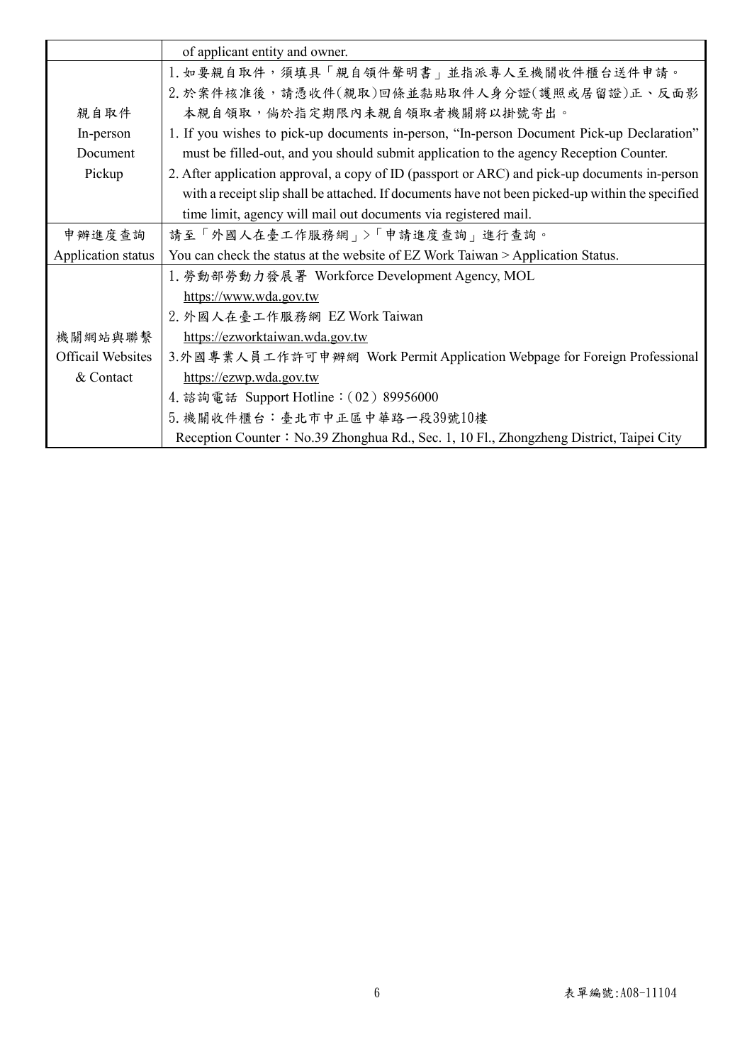| | |
|---|---|
| | of applicant entity and owner. |
| 親自取件<br>In-person Document Pickup | 1. 如要親自取件，須填具「親自領件聲明書」並指派專人至機關收件櫃台送件申請。<br>2. 於案件核准後，請憑收件(親取)回條並黏貼取件人身分證(護照或居留證)正、反面影本親自領取，倘於指定期限內未親自領取者機關將以掛號寄出。<br>1. If you wishes to pick-up documents in-person, “In-person Document Pick-up Declaration” must be filled-out, and you should submit application to the agency Reception Counter.<br>2. After application approval, a copy of ID (passport or ARC) and pick-up documents in-person with a receipt slip shall be attached. If documents have not been picked-up within the specified time limit, agency will mail out documents via registered mail. |
| 申辦進度查詢<br>Application status | 請至「外國人在臺工作服務網」>「申請進度查詢」進行查詢。<br>You can check the status at the website of EZ Work Taiwan > Application Status. |
| 機關網站與聯繫<br>Officail Websites & Contact | 1. 勞動部勞動力發展署 Workforce Development Agency, MOL<br>https://www.wda.gov.tw<br>2. 外國人在臺工作服務網 EZ Work Taiwan<br>https://ezworktaiwan.wda.gov.tw<br>3.外國專業人員工作許可申辦網 Work Permit Application Webpage for Foreign Professional<br>https://ezwp.wda.gov.tw<br>4. 諮詢電話 Support Hotline：(02) 89956000<br>5. 機關收件櫃台：臺北市中正區中華路一段39號10樓<br>Reception Counter：No.39 Zhonghua Rd., Sec. 1, 10 Fl., Zhongzheng District, Taipei City |

表單編號:A08-11104